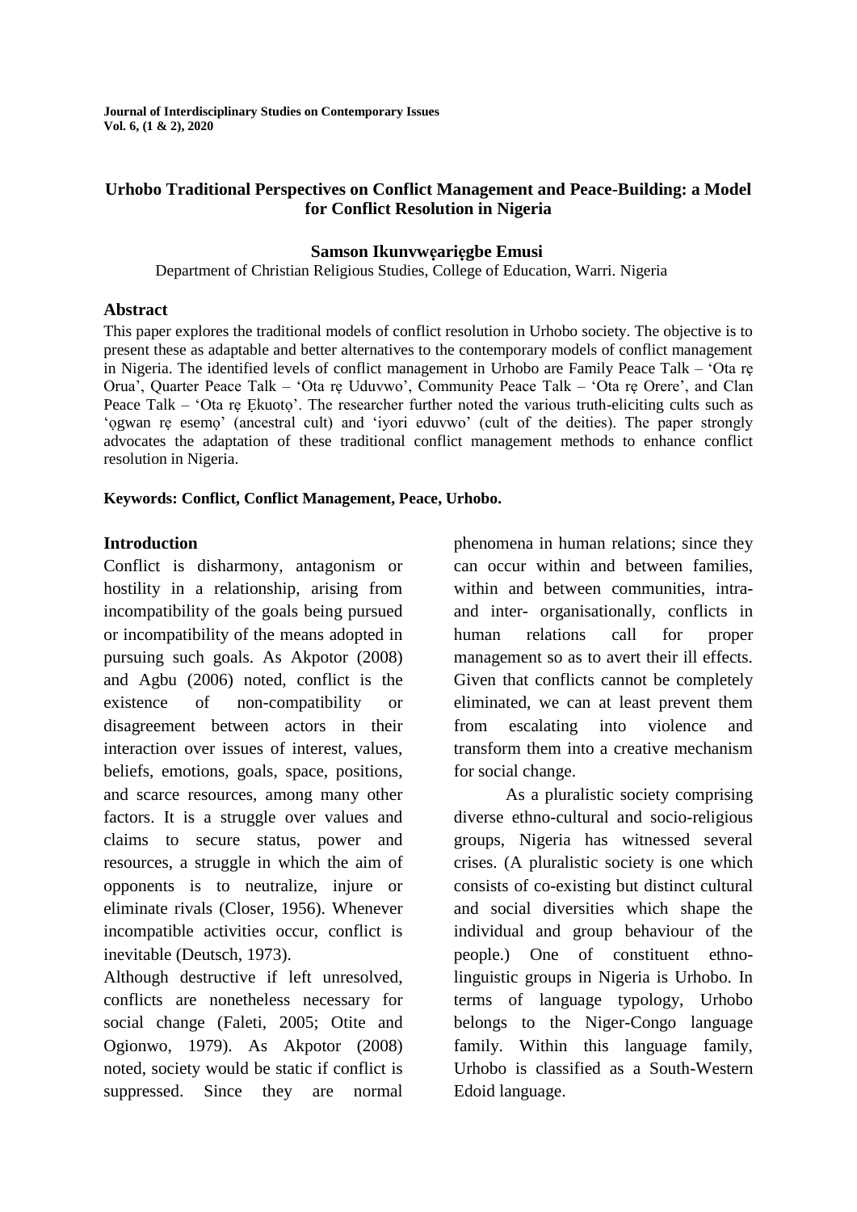# Urhobo Traditional Perspectives on Conflict Management and Peace-Building: a Model for Conflict Resolution in Nigeria

**Samson Ikunvwẹariẹgbe Emusi**

Department of Christian Religious Studies, College of Education, Warri. Nigeria

## Abstract

This paper explores the traditional models of conflict resolution in Urhobo society. The objective is to present these as adaptable and better alternatives to the contemporary models of conflict management in Nigeria. The identified levels of conflict management in Urhobo are Family Peace Talk – 'Ota rẹ Orua', Quarter Peace Talk – 'Ota rẹ Uduvwo', Community Peace Talk – 'Ota rẹ Orere', and Clan Peace Talk – 'Ota rẹ Ẹkuotọ'. The researcher further noted the various truth-eliciting cults such as 'ọgwan rẹ esemọ' (ancestral cult) and 'iyori eduvwo' (cult of the deities). The paper strongly advocates the adaptation of these traditional conflict management methods to enhance conflict resolution in Nigeria.

**Keywords: Conflict, Conflict Management, Peace, Urhobo.**

## Introduction

Conflict is disharmony, antagonism or hostility in a relationship, arising from incompatibility of the goals being pursued or incompatibility of the means adopted in pursuing such goals. As Akpotor (2008) and Agbu (2006) noted, conflict is the existence of non-compatibility or disagreement between actors in their interaction over issues of interest, values, beliefs, emotions, goals, space, positions, and scarce resources, among many other factors. It is a struggle over values and claims to secure status, power and resources, a struggle in which the aim of opponents is to neutralize, injure or eliminate rivals (Closer, 1956). Whenever incompatible activities occur, conflict is inevitable (Deutsch, 1973).

Although destructive if left unresolved, conflicts are nonetheless necessary for social change (Faleti, 2005; Otite and Ogionwo, 1979). As Akpotor (2008) noted, society would be static if conflict is suppressed. Since they are normal phenomena in human relations; since they can occur within and between families, within and between communities, intra- and inter- organisationally, conflicts in human relations call for proper management so as to avert their ill effects. Given that conflicts cannot be completely eliminated, we can at least prevent them from escalating into violence and transform them into a creative mechanism for social change.

As a pluralistic society comprising diverse ethno-cultural and socio-religious groups, Nigeria has witnessed several crises. (A pluralistic society is one which consists of co-existing but distinct cultural and social diversities which shape the individual and group behaviour of the people.) One of constituent ethno-linguistic groups in Nigeria is Urhobo. In terms of language typology, Urhobo belongs to the Niger-Congo language family. Within this language family, Urhobo is classified as a South-Western Edoid language.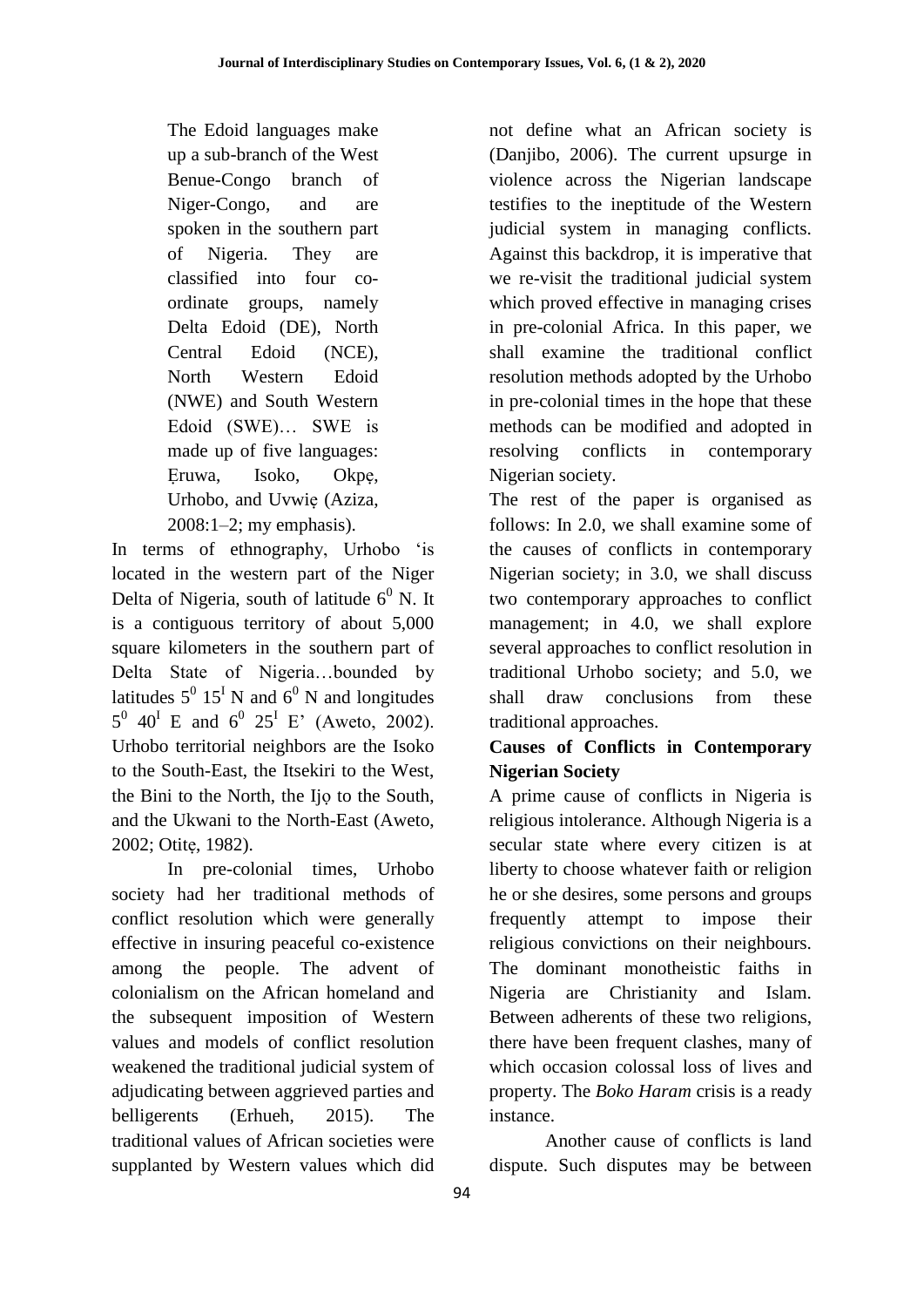> The Edoid languages make up a sub-branch of the West Benue-Congo branch of Niger-Congo, and are spoken in the southern part of Nigeria. They are classified into four co-ordinate groups, namely Delta Edoid (DE), North Central Edoid (NCE), North Western Edoid (NWE) and South Western Edoid (SWE)… SWE is made up of five languages: Ẹruwa, Isoko, Okpẹ, Urhobo, and Uvwiẹ (Aziza, 2008:1–2; my emphasis).

In terms of ethnography, Urhobo 'is located in the western part of the Niger Delta of Nigeria, south of latitude $6^0$ N. It is a contiguous territory of about 5,000 square kilometers in the southern part of Delta State of Nigeria…bounded by latitudes $5^0$ $15^I$ N and $6^0$ N and longitudes $5^0$ $40^I$ E and $6^0$ $25^I$ E' (Aweto, 2002). Urhobo territorial neighbors are the Isoko to the South-East, the Itsekiri to the West, the Bini to the North, the Ijọ to the South, and the Ukwani to the North-East (Aweto, 2002; Otitẹ, 1982).

In pre-colonial times, Urhobo society had her traditional methods of conflict resolution which were generally effective in insuring peaceful co-existence among the people. The advent of colonialism on the African homeland and the subsequent imposition of Western values and models of conflict resolution weakened the traditional judicial system of adjudicating between aggrieved parties and belligerents (Erhueh, 2015). The traditional values of African societies were supplanted by Western values which did not define what an African society is (Danjibo, 2006). The current upsurge in violence across the Nigerian landscape testifies to the ineptitude of the Western judicial system in managing conflicts. Against this backdrop, it is imperative that we re-visit the traditional judicial system which proved effective in managing crises in pre-colonial Africa. In this paper, we shall examine the traditional conflict resolution methods adopted by the Urhobo in pre-colonial times in the hope that these methods can be modified and adopted in resolving conflicts in contemporary Nigerian society.

The rest of the paper is organised as follows: In 2.0, we shall examine some of the causes of conflicts in contemporary Nigerian society; in 3.0, we shall discuss two contemporary approaches to conflict management; in 4.0, we shall explore several approaches to conflict resolution in traditional Urhobo society; and 5.0, we shall draw conclusions from these traditional approaches.

## Causes of Conflicts in Contemporary Nigerian Society

A prime cause of conflicts in Nigeria is religious intolerance. Although Nigeria is a secular state where every citizen is at liberty to choose whatever faith or religion he or she desires, some persons and groups frequently attempt to impose their religious convictions on their neighbours. The dominant monotheistic faiths in Nigeria are Christianity and Islam. Between adherents of these two religions, there have been frequent clashes, many of which occasion colossal loss of lives and property. The *Boko Haram* crisis is a ready instance.

Another cause of conflicts is land dispute. Such disputes may be between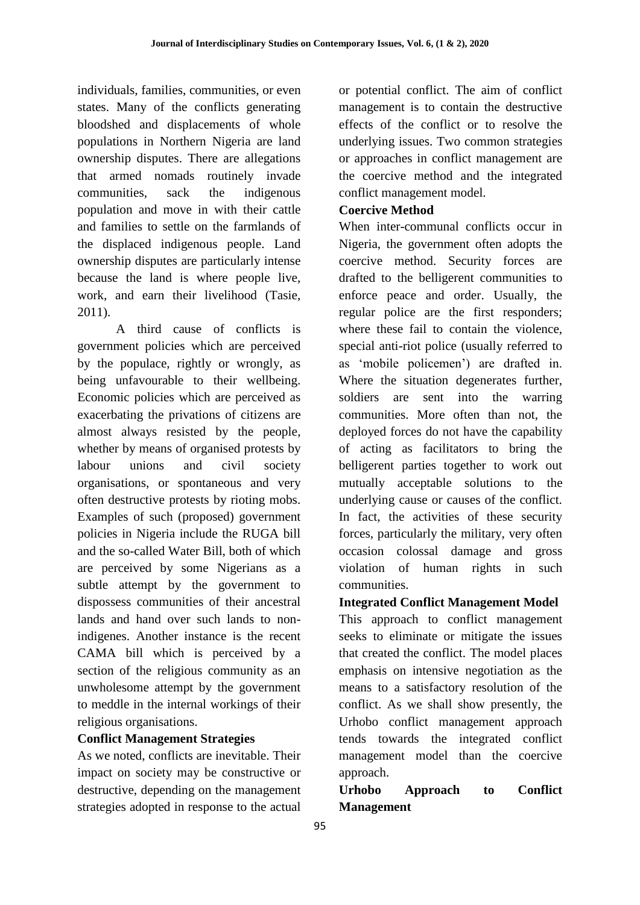individuals, families, communities, or even states. Many of the conflicts generating bloodshed and displacements of whole populations in Northern Nigeria are land ownership disputes. There are allegations that armed nomads routinely invade communities, sack the indigenous population and move in with their cattle and families to settle on the farmlands of the displaced indigenous people. Land ownership disputes are particularly intense because the land is where people live, work, and earn their livelihood (Tasie, 2011).

A third cause of conflicts is government policies which are perceived by the populace, rightly or wrongly, as being unfavourable to their wellbeing. Economic policies which are perceived as exacerbating the privations of citizens are almost always resisted by the people, whether by means of organised protests by labour unions and civil society organisations, or spontaneous and very often destructive protests by rioting mobs. Examples of such (proposed) government policies in Nigeria include the RUGA bill and the so-called Water Bill, both of which are perceived by some Nigerians as a subtle attempt by the government to dispossess communities of their ancestral lands and hand over such lands to non-indigenes. Another instance is the recent CAMA bill which is perceived by a section of the religious community as an unwholesome attempt by the government to meddle in the internal workings of their religious organisations.

**Conflict Management Strategies**

As we noted, conflicts are inevitable. Their impact on society may be constructive or destructive, depending on the management strategies adopted in response to the actual or potential conflict. The aim of conflict management is to contain the destructive effects of the conflict or to resolve the underlying issues. Two common strategies or approaches in conflict management are the coercive method and the integrated conflict management model.

**Coercive Method**

When inter-communal conflicts occur in Nigeria, the government often adopts the coercive method. Security forces are drafted to the belligerent communities to enforce peace and order. Usually, the regular police are the first responders; where these fail to contain the violence, special anti-riot police (usually referred to as 'mobile policemen') are drafted in. Where the situation degenerates further, soldiers are sent into the warring communities. More often than not, the deployed forces do not have the capability of acting as facilitators to bring the belligerent parties together to work out mutually acceptable solutions to the underlying cause or causes of the conflict. In fact, the activities of these security forces, particularly the military, very often occasion colossal damage and gross violation of human rights in such communities.

**Integrated Conflict Management Model**

This approach to conflict management seeks to eliminate or mitigate the issues that created the conflict. The model places emphasis on intensive negotiation as the means to a satisfactory resolution of the conflict. As we shall show presently, the Urhobo conflict management approach tends towards the integrated conflict management model than the coercive approach.

**Urhobo Approach to Conflict Management**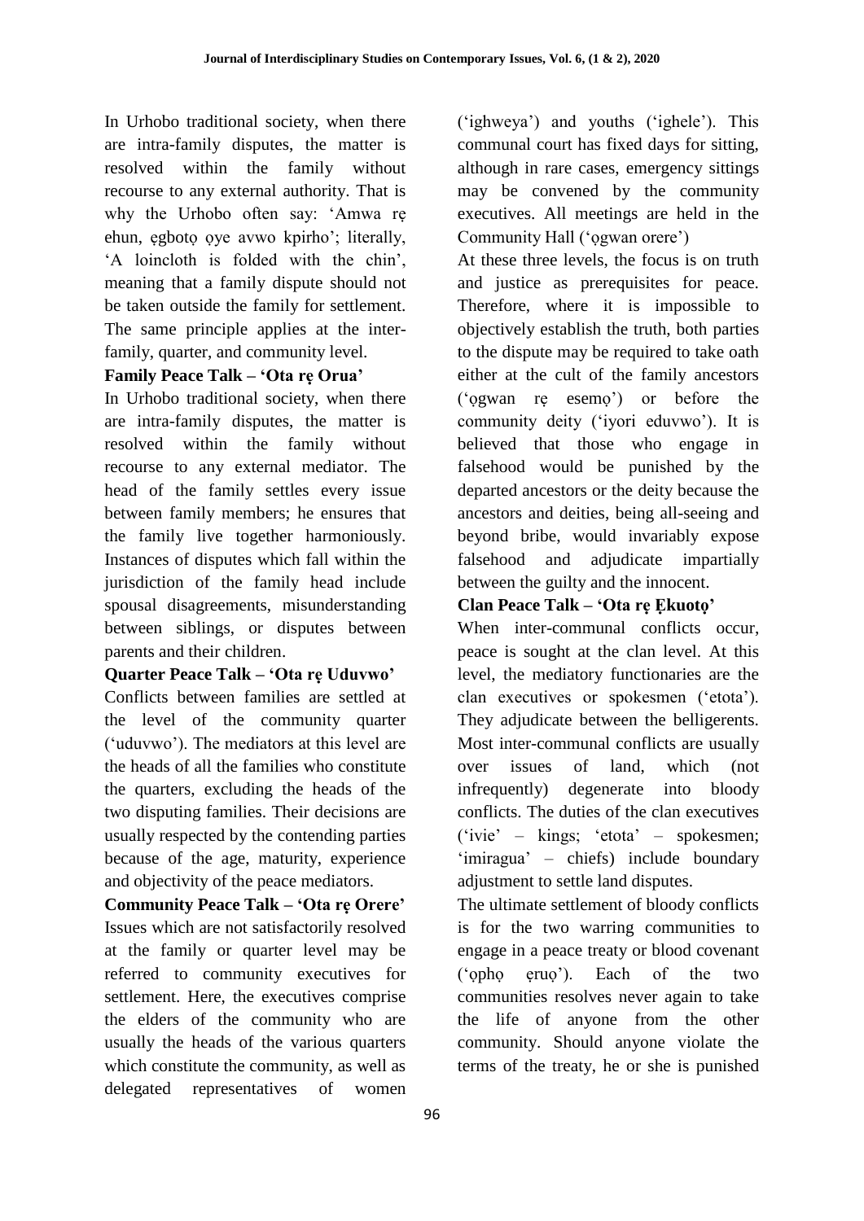In Urhobo traditional society, when there are intra-family disputes, the matter is resolved within the family without recourse to any external authority. That is why the Urhobo often say: 'Amwa rẹ ehun, ẹgbotọ ọye avwo kpirho'; literally, 'A loincloth is folded with the chin', meaning that a family dispute should not be taken outside the family for settlement. The same principle applies at the inter-family, quarter, and community level.

**Family Peace Talk – 'Ota rẹ Orua'**

In Urhobo traditional society, when there are intra-family disputes, the matter is resolved within the family without recourse to any external mediator. The head of the family settles every issue between family members; he ensures that the family live together harmoniously. Instances of disputes which fall within the jurisdiction of the family head include spousal disagreements, misunderstanding between siblings, or disputes between parents and their children.

**Quarter Peace Talk – 'Ota rẹ Uduvwo'**

Conflicts between families are settled at the level of the community quarter ('uduvwo'). The mediators at this level are the heads of all the families who constitute the quarters, excluding the heads of the two disputing families. Their decisions are usually respected by the contending parties because of the age, maturity, experience and objectivity of the peace mediators.

**Community Peace Talk – 'Ota rẹ Orere'**

Issues which are not satisfactorily resolved at the family or quarter level may be referred to community executives for settlement. Here, the executives comprise the elders of the community who are usually the heads of the various quarters which constitute the community, as well as delegated representatives of women ('ighweya') and youths ('ighele'). This communal court has fixed days for sitting, although in rare cases, emergency sittings may be convened by the community executives. All meetings are held in the Community Hall ('ọgwan orere')

At these three levels, the focus is on truth and justice as prerequisites for peace. Therefore, where it is impossible to objectively establish the truth, both parties to the dispute may be required to take oath either at the cult of the family ancestors ('ọgwan rẹ esemọ') or before the community deity ('iyori eduvwo'). It is believed that those who engage in falsehood would be punished by the departed ancestors or the deity because the ancestors and deities, being all-seeing and beyond bribe, would invariably expose falsehood and adjudicate impartially between the guilty and the innocent.

**Clan Peace Talk – 'Ota rẹ Ẹkuotọ'**

When inter-communal conflicts occur, peace is sought at the clan level. At this level, the mediatory functionaries are the clan executives or spokesmen ('etota'). They adjudicate between the belligerents. Most inter-communal conflicts are usually over issues of land, which (not infrequently) degenerate into bloody conflicts. The duties of the clan executives ('ivie' – kings; 'etota' – spokesmen; 'imiragua' – chiefs) include boundary adjustment to settle land disputes.

The ultimate settlement of bloody conflicts is for the two warring communities to engage in a peace treaty or blood covenant ('ọphọ ẹruọ'). Each of the two communities resolves never again to take the life of anyone from the other community. Should anyone violate the terms of the treaty, he or she is punished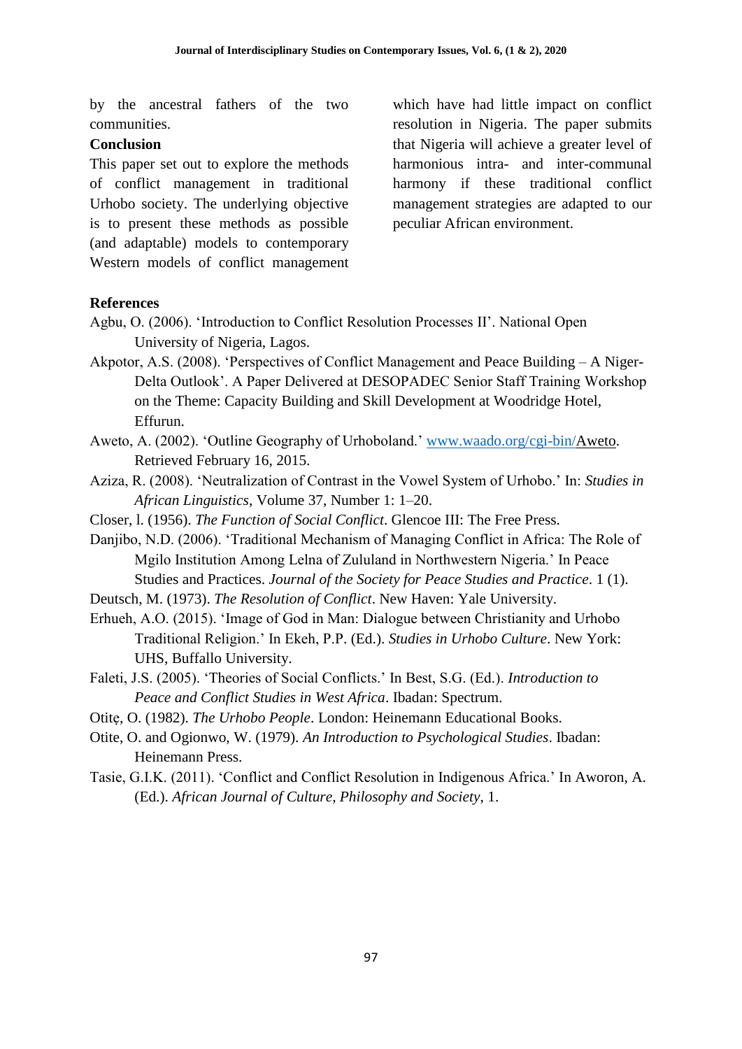by the ancestral fathers of the two communities.

**Conclusion**

This paper set out to explore the methods of conflict management in traditional Urhobo society. The underlying objective is to present these methods as possible (and adaptable) models to contemporary Western models of conflict management which have had little impact on conflict resolution in Nigeria. The paper submits that Nigeria will achieve a greater level of harmonious intra- and inter-communal harmony if these traditional conflict management strategies are adapted to our peculiar African environment.

**References**

Agbu, O. (2006). 'Introduction to Conflict Resolution Processes II'. National Open University of Nigeria, Lagos.

Akpotor, A.S. (2008). 'Perspectives of Conflict Management and Peace Building – A Niger-Delta Outlook'. A Paper Delivered at DESOPADEC Senior Staff Training Workshop on the Theme: Capacity Building and Skill Development at Woodridge Hotel, Effurun.

Aweto, A. (2002). 'Outline Geography of Urhoboland.' www.waado.org/cgi-bin/Aweto. Retrieved February 16, 2015.

Aziza, R. (2008). 'Neutralization of Contrast in the Vowel System of Urhobo.' In: *Studies in African Linguistics*, Volume 37, Number 1: 1–20.

Closer, l. (1956). *The Function of Social Conflict*. Glencoe III: The Free Press.

Danjibo, N.D. (2006). 'Traditional Mechanism of Managing Conflict in Africa: The Role of Mgilo Institution Among Lelna of Zululand in Northwestern Nigeria.' In Peace Studies and Practices. *Journal of the Society for Peace Studies and Practice*. 1 (1).

Deutsch, M. (1973). *The Resolution of Conflict*. New Haven: Yale University.

Erhueh, A.O. (2015). 'Image of God in Man: Dialogue between Christianity and Urhobo Traditional Religion.' In Ekeh, P.P. (Ed.). *Studies in Urhobo Culture*. New York: UHS, Buffallo University.

Faleti, J.S. (2005). 'Theories of Social Conflicts.' In Best, S.G. (Ed.). *Introduction to Peace and Conflict Studies in West Africa*. Ibadan: Spectrum.

Otitẹ, O. (1982). *The Urhobo People*. London: Heinemann Educational Books.

Otite, O. and Ogionwo, W. (1979). *An Introduction to Psychological Studies*. Ibadan: Heinemann Press.

Tasie, G.I.K. (2011). 'Conflict and Conflict Resolution in Indigenous Africa.' In Aworon, A. (Ed.). *African Journal of Culture, Philosophy and Society*, 1.